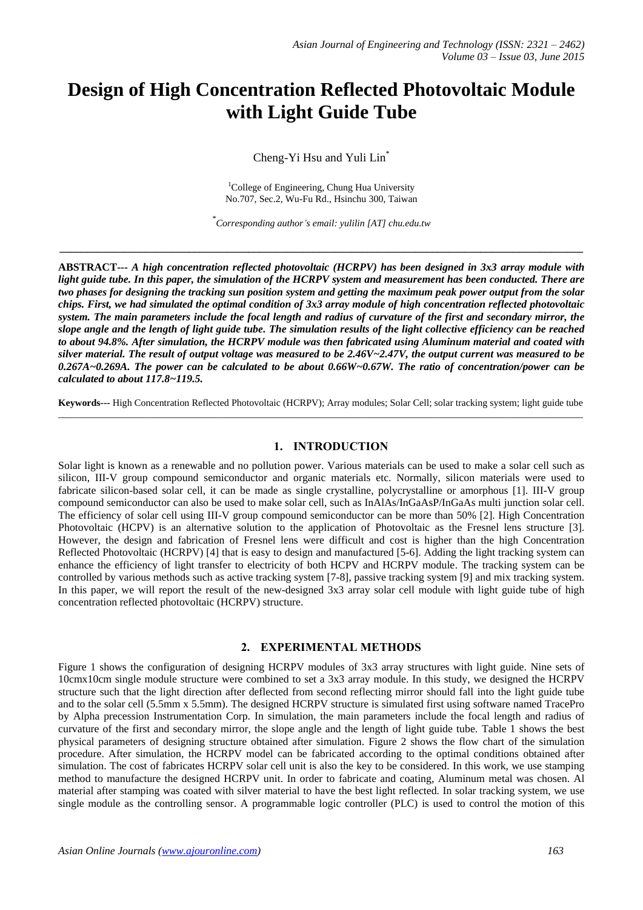# Design of High Concentration Reflected Photovoltaic Module with Light Guide Tube

Cheng-Yi Hsu and Yuli Lin*

[1]College of Engineering, Chung Hua University
No.707, Sec.2, Wu-Fu Rd., Hsinchu 300, Taiwan

*Corresponding author's email: yulilin [AT] chu.edu.tw

---

**ABSTRACT---** ***A high concentration reflected photovoltaic (HCRPV) has been designed in 3x3 array module with light guide tube. In this paper, the simulation of the HCRPV system and measurement has been conducted. There are two phases for designing the tracking sun position system and getting the maximum peak power output from the solar chips. First, we had simulated the optimal condition of 3x3 array module of high concentration reflected photovoltaic system. The main parameters include the focal length and radius of curvature of the first and secondary mirror, the slope angle and the length of light guide tube. The simulation results of the light collective efficiency can be reached to about 94.8%. After simulation, the HCRPV module was then fabricated using Aluminum material and coated with silver material. The result of output voltage was measured to be 2.46V~2.47V, the output current was measured to be 0.267A~0.269A. The power can be calculated to be about 0.66W~0.67W. The ratio of concentration/power can be calculated to about 117.8~119.5.***

**Keywords---** High Concentration Reflected Photovoltaic (HCRPV); Array modules; Solar Cell; solar tracking system; light guide tube

---

## 1. INTRODUCTION

Solar light is known as a renewable and no pollution power. Various materials can be used to make a solar cell such as silicon, III-V group compound semiconductor and organic materials etc. Normally, silicon materials were used to fabricate silicon-based solar cell, it can be made as single crystalline, polycrystalline or amorphous [1]. III-V group compound semiconductor can also be used to make solar cell, such as InAlAs/InGaAsP/InGaAs multi junction solar cell. The efficiency of solar cell using III-V group compound semiconductor can be more than 50% [2]. High Concentration Photovoltaic (HCPV) is an alternative solution to the application of Photovoltaic as the Fresnel lens structure [3]. However, the design and fabrication of Fresnel lens were difficult and cost is higher than the high Concentration Reflected Photovoltaic (HCRPV) [4] that is easy to design and manufactured [5-6]. Adding the light tracking system can enhance the efficiency of light transfer to electricity of both HCPV and HCRPV module. The tracking system can be controlled by various methods such as active tracking system [7-8], passive tracking system [9] and mix tracking system. In this paper, we will report the result of the new-designed 3x3 array solar cell module with light guide tube of high concentration reflected photovoltaic (HCRPV) structure.

## 2. EXPERIMENTAL METHODS

Figure 1 shows the configuration of designing HCRPV modules of 3x3 array structures with light guide. Nine sets of 10cmx10cm single module structure were combined to set a 3x3 array module. In this study, we designed the HCRPV structure such that the light direction after deflected from second reflecting mirror should fall into the light guide tube and to the solar cell (5.5mm x 5.5mm). The designed HCRPV structure is simulated first using software named TracePro by Alpha precession Instrumentation Corp. In simulation, the main parameters include the focal length and radius of curvature of the first and secondary mirror, the slope angle and the length of light guide tube. Table 1 shows the best physical parameters of designing structure obtained after simulation. Figure 2 shows the flow chart of the simulation procedure. After simulation, the HCRPV model can be fabricated according to the optimal conditions obtained after simulation. The cost of fabricates HCRPV solar cell unit is also the key to be considered. In this work, we use stamping method to manufacture the designed HCRPV unit. In order to fabricate and coating, Aluminum metal was chosen. Al material after stamping was coated with silver material to have the best light reflected. In solar tracking system, we use single module as the controlling sensor. A programmable logic controller (PLC) is used to control the motion of this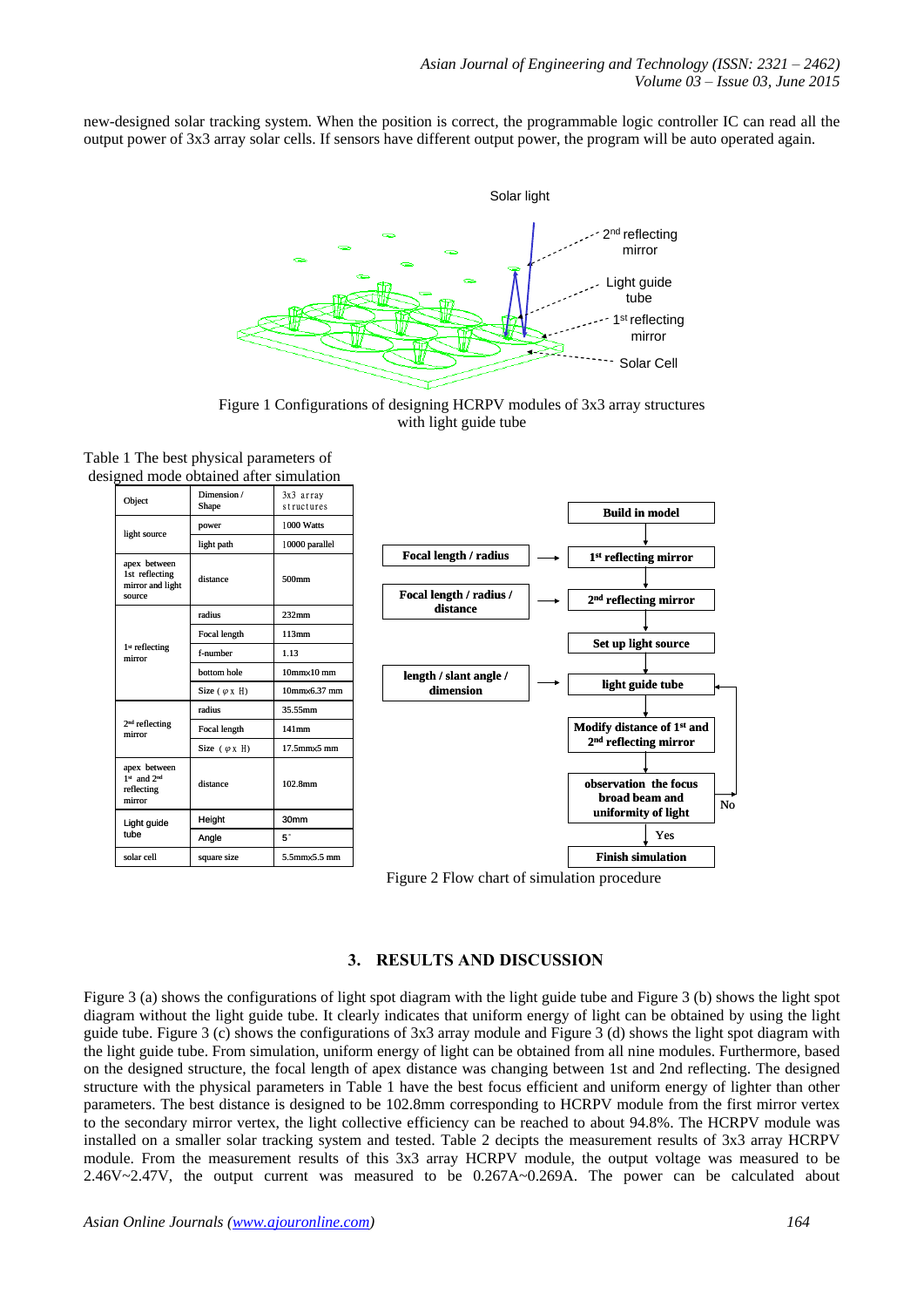new-designed solar tracking system. When the position is correct, the programmable logic controller IC can read all the output power of 3x3 array solar cells. If sensors have different output power, the program will be auto operated again.

Figure 1 Configurations of designing HCRPV modules of 3x3 array structures with light guide tube

Table 1 The best physical parameters of designed mode obtained after simulation

| Object | Dimension / Shape | 3x3 array structures |
|---|---|---|
| light source | power | 1000 Watts |
| | light path | 10000 parallel |
| apex between 1st reflecting mirror and light source | distance | 500mm |
| 1st reflecting mirror | radius | 232mm |
| | Focal length | 113mm |
| | f-number | 1.13 |
| | bottom hole | 10mmx10 mm |
| | Size ( φ x H) | 10mmx6.37 mm |
| 2nd reflecting mirror | radius | 35.55mm |
| | Focal length | 141mm |
| | Size ( φ x H) | 17.5mmx5 mm |
| apex between 1st and 2nd reflecting mirror | distance | 102.8mm |
| Light guide tube | Height | 30mm |
| | Angle | 5° |
| solar cell | square size | 5.5mmx5.5 mm |

Figure 2 Flow chart of simulation procedure

## 3. RESULTS AND DISCUSSION

Figure 3 (a) shows the configurations of light spot diagram with the light guide tube and Figure 3 (b) shows the light spot diagram without the light guide tube. It clearly indicates that uniform energy of light can be obtained by using the light guide tube. Figure 3 (c) shows the configurations of 3x3 array module and Figure 3 (d) shows the light spot diagram with the light guide tube. From simulation, uniform energy of light can be obtained from all nine modules. Furthermore, based on the designed structure, the focal length of apex distance was changing between 1st and 2nd reflecting. The designed structure with the physical parameters in Table 1 have the best focus efficient and uniform energy of lighter than other parameters. The best distance is designed to be 102.8mm corresponding to HCRPV module from the first mirror vertex to the secondary mirror vertex, the light collective efficiency can be reached to about 94.8%. The HCRPV module was installed on a smaller solar tracking system and tested. Table 2 decipts the measurement results of 3x3 array HCRPV module. From the measurement results of this 3x3 array HCRPV module, the output voltage was measured to be 2.46V~2.47V, the output current was measured to be 0.267A~0.269A. The power can be calculated about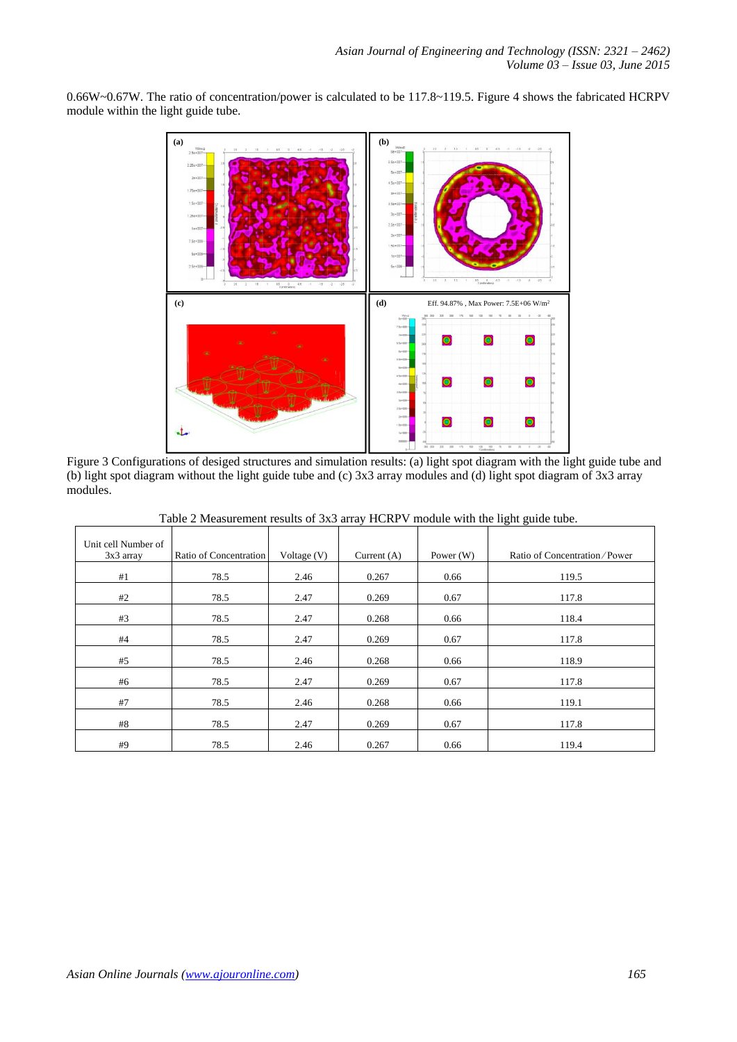0.66W~0.67W. The ratio of concentration/power is calculated to be 117.8~119.5. Figure 4 shows the fabricated HCRPV module within the light guide tube.

Figure 3 Configurations of desiged structures and simulation results: (a) light spot diagram with the light guide tube and (b) light spot diagram without the light guide tube and (c) 3x3 array modules and (d) light spot diagram of 3x3 array modules.

Table 2 Measurement results of 3x3 array HCRPV module with the light guide tube.

| Unit cell Number of 3x3 array | Ratio of Concentration | Voltage (V) | Current (A) | Power (W) | Ratio of Concentration / Power |
|---|---|---|---|---|---|
| #1 | 78.5 | 2.46 | 0.267 | 0.66 | 119.5 |
| #2 | 78.5 | 2.47 | 0.269 | 0.67 | 117.8 |
| #3 | 78.5 | 2.47 | 0.268 | 0.66 | 118.4 |
| #4 | 78.5 | 2.47 | 0.269 | 0.67 | 117.8 |
| #5 | 78.5 | 2.46 | 0.268 | 0.66 | 118.9 |
| #6 | 78.5 | 2.47 | 0.269 | 0.67 | 117.8 |
| #7 | 78.5 | 2.46 | 0.268 | 0.66 | 119.1 |
| #8 | 78.5 | 2.47 | 0.269 | 0.67 | 117.8 |
| #9 | 78.5 | 2.46 | 0.267 | 0.66 | 119.4 |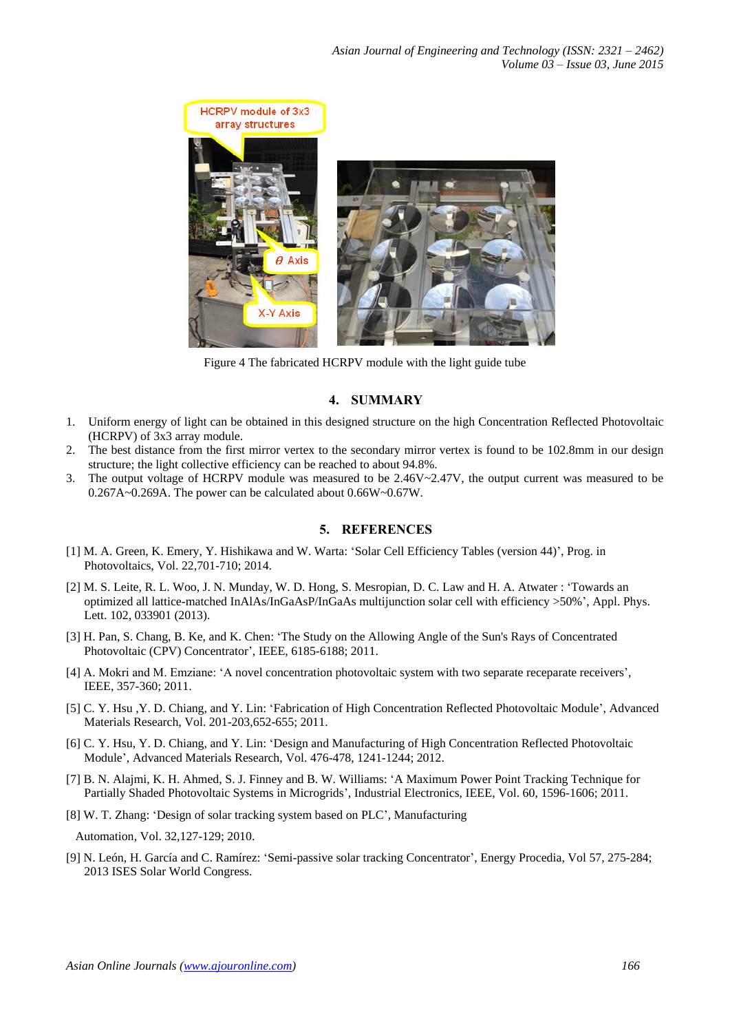HCRPV module of 3x3 array structures

θ Axis

X-Y Axis

Figure 4 The fabricated HCRPV module with the light guide tube

## 4. SUMMARY

1. Uniform energy of light can be obtained in this designed structure on the high Concentration Reflected Photovoltaic (HCRPV) of 3x3 array module.
2. The best distance from the first mirror vertex to the secondary mirror vertex is found to be 102.8mm in our design structure; the light collective efficiency can be reached to about 94.8%.
3. The output voltage of HCRPV module was measured to be 2.46V~2.47V, the output current was measured to be 0.267A~0.269A. The power can be calculated about 0.66W~0.67W.

## 5. REFERENCES

[1] M. A. Green, K. Emery, Y. Hishikawa and W. Warta: 'Solar Cell Efficiency Tables (version 44)', Prog. in Photovoltaics, Vol. 22,701-710; 2014.

[2] M. S. Leite, R. L. Woo, J. N. Munday, W. D. Hong, S. Mesropian, D. C. Law and H. A. Atwater : 'Towards an optimized all lattice-matched InAlAs/InGaAsP/InGaAs multijunction solar cell with efficiency >50%', Appl. Phys. Lett. 102, 033901 (2013).

[3] H. Pan, S. Chang, B. Ke, and K. Chen: 'The Study on the Allowing Angle of the Sun's Rays of Concentrated Photovoltaic (CPV) Concentrator', IEEE, 6185-6188; 2011.

[4] A. Mokri and M. Emziane: 'A novel concentration photovoltaic system with two separate receparate receivers', IEEE, 357-360; 2011.

[5] C. Y. Hsu ,Y. D. Chiang, and Y. Lin: 'Fabrication of High Concentration Reflected Photovoltaic Module', Advanced Materials Research, Vol. 201-203,652-655; 2011.

[6] C. Y. Hsu, Y. D. Chiang, and Y. Lin: 'Design and Manufacturing of High Concentration Reflected Photovoltaic Module', Advanced Materials Research, Vol. 476-478, 1241-1244; 2012.

[7] B. N. Alajmi, K. H. Ahmed, S. J. Finney and B. W. Williams: 'A Maximum Power Point Tracking Technique for Partially Shaded Photovoltaic Systems in Microgrids', Industrial Electronics, IEEE, Vol. 60, 1596-1606; 2011.

[8] W. T. Zhang: 'Design of solar tracking system based on PLC', Manufacturing

Automation, Vol. 32,127-129; 2010.

[9] N. León, H. García and C. Ramírez: 'Semi-passive solar tracking Concentrator', Energy Procedia, Vol 57, 275-284; 2013 ISES Solar World Congress.